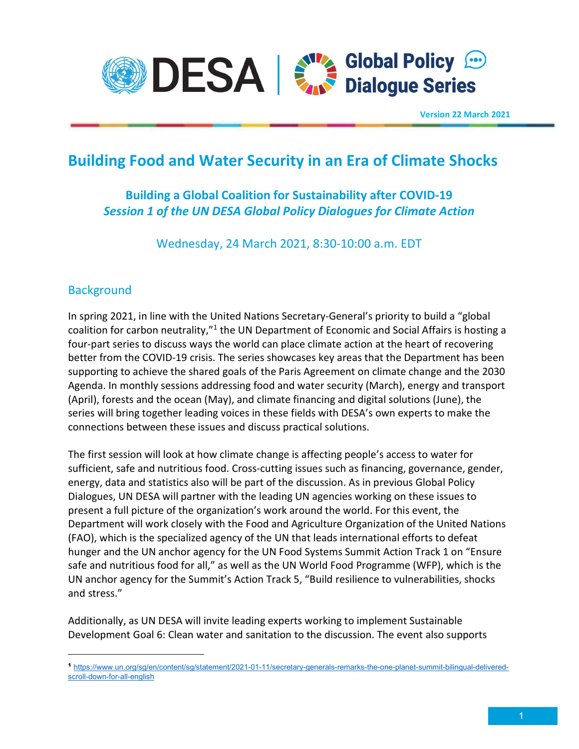DESA | Global Policy Dialogue Series

**Version 22 March 2021**

# Building Food and Water Security in an Era of Climate Shocks

## Building a Global Coalition for Sustainability after COVID-19
### *Session 1 of the UN DESA Global Policy Dialogues for Climate Action*

Wednesday, 24 March 2021, 8:30-10:00 a.m. EDT

## Background

In spring 2021, in line with the United Nations Secretary-General's priority to build a "global coalition for carbon neutrality,"[1] the UN Department of Economic and Social Affairs is hosting a four-part series to discuss ways the world can place climate action at the heart of recovering better from the COVID-19 crisis. The series showcases key areas that the Department has been supporting to achieve the shared goals of the Paris Agreement on climate change and the 2030 Agenda. In monthly sessions addressing food and water security (March), energy and transport (April), forests and the ocean (May), and climate financing and digital solutions (June), the series will bring together leading voices in these fields with DESA's own experts to make the connections between these issues and discuss practical solutions.

The first session will look at how climate change is affecting people's access to water for sufficient, safe and nutritious food. Cross-cutting issues such as financing, governance, gender, energy, data and statistics also will be part of the discussion. As in previous Global Policy Dialogues, UN DESA will partner with the leading UN agencies working on these issues to present a full picture of the organization's work around the world. For this event, the Department will work closely with the Food and Agriculture Organization of the United Nations (FAO), which is the specialized agency of the UN that leads international efforts to defeat hunger and the UN anchor agency for the UN Food Systems Summit Action Track 1 on "Ensure safe and nutritious food for all," as well as the UN World Food Programme (WFP), which is the UN anchor agency for the Summit's Action Track 5, "Build resilience to vulnerabilities, shocks and stress."

Additionally, as UN DESA will invite leading experts working to implement Sustainable Development Goal 6: Clean water and sanitation to the discussion. The event also supports

---

[1] https://www.un.org/sg/en/content/sg/statement/2021-01-11/secretary-generals-remarks-the-one-planet-summit-bilingual-delivered-scroll-down-for-all-english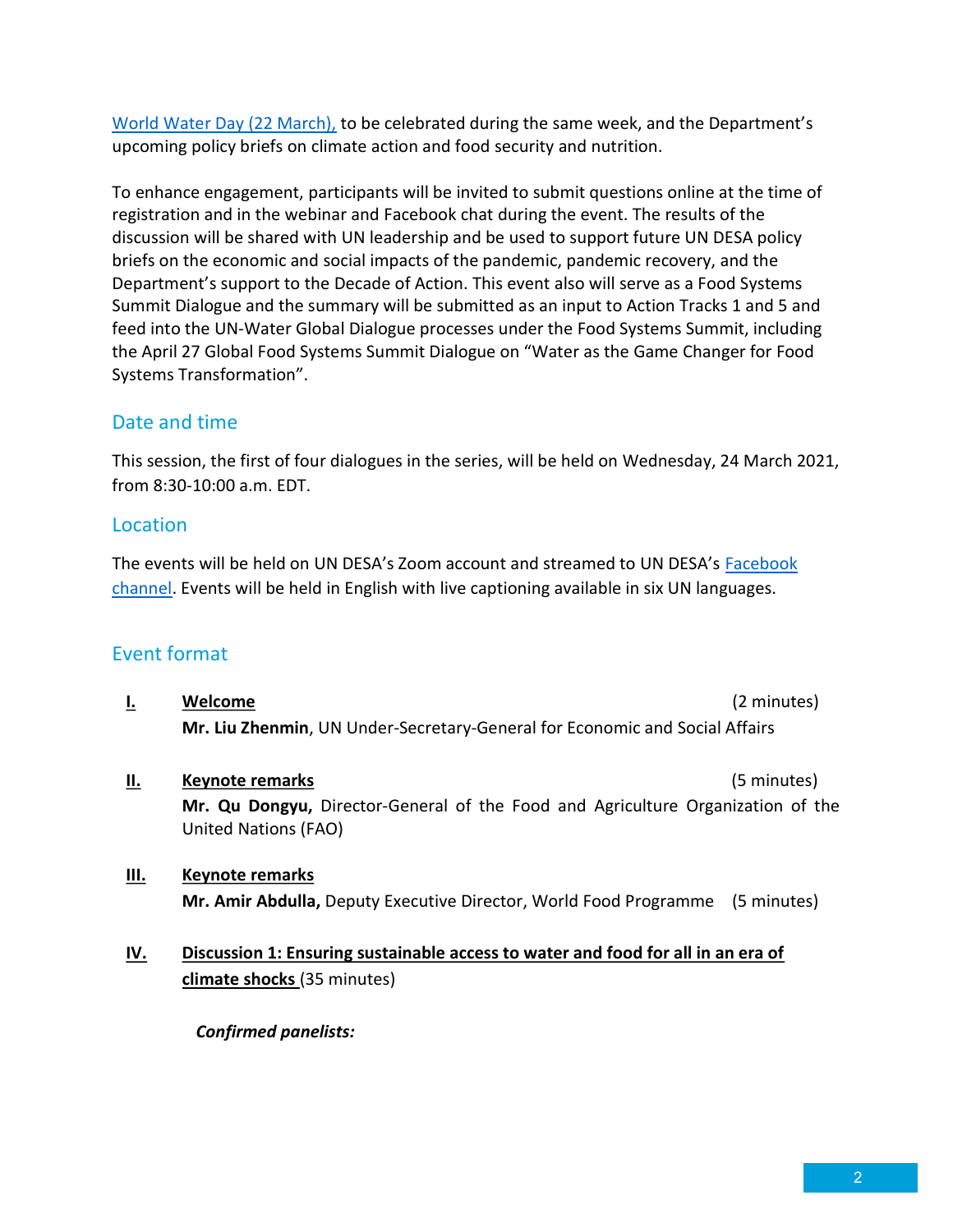[World Water Day (22 March),](#) to be celebrated during the same week, and the Department's upcoming policy briefs on climate action and food security and nutrition.

To enhance engagement, participants will be invited to submit questions online at the time of registration and in the webinar and Facebook chat during the event. The results of the discussion will be shared with UN leadership and be used to support future UN DESA policy briefs on the economic and social impacts of the pandemic, pandemic recovery, and the Department's support to the Decade of Action. This event also will serve as a Food Systems Summit Dialogue and the summary will be submitted as an input to Action Tracks 1 and 5 and feed into the UN-Water Global Dialogue processes under the Food Systems Summit, including the April 27 Global Food Systems Summit Dialogue on "Water as the Game Changer for Food Systems Transformation".

## Date and time

This session, the first of four dialogues in the series, will be held on Wednesday, 24 March 2021, from 8:30-10:00 a.m. EDT.

## Location

The events will be held on UN DESA's Zoom account and streamed to UN DESA's [Facebook channel](#). Events will be held in English with live captioning available in six UN languages.

## Event format

**I. Welcome** (2 minutes)
**Mr. Liu Zhenmin**, UN Under-Secretary-General for Economic and Social Affairs

**II. Keynote remarks** (5 minutes)
**Mr. Qu Dongyu,** Director-General of the Food and Agriculture Organization of the United Nations (FAO)

**III. Keynote remarks**
**Mr. Amir Abdulla,** Deputy Executive Director, World Food Programme (5 minutes)

**IV. Discussion 1: Ensuring sustainable access to water and food for all in an era of climate shocks** (35 minutes)

***Confirmed panelists:***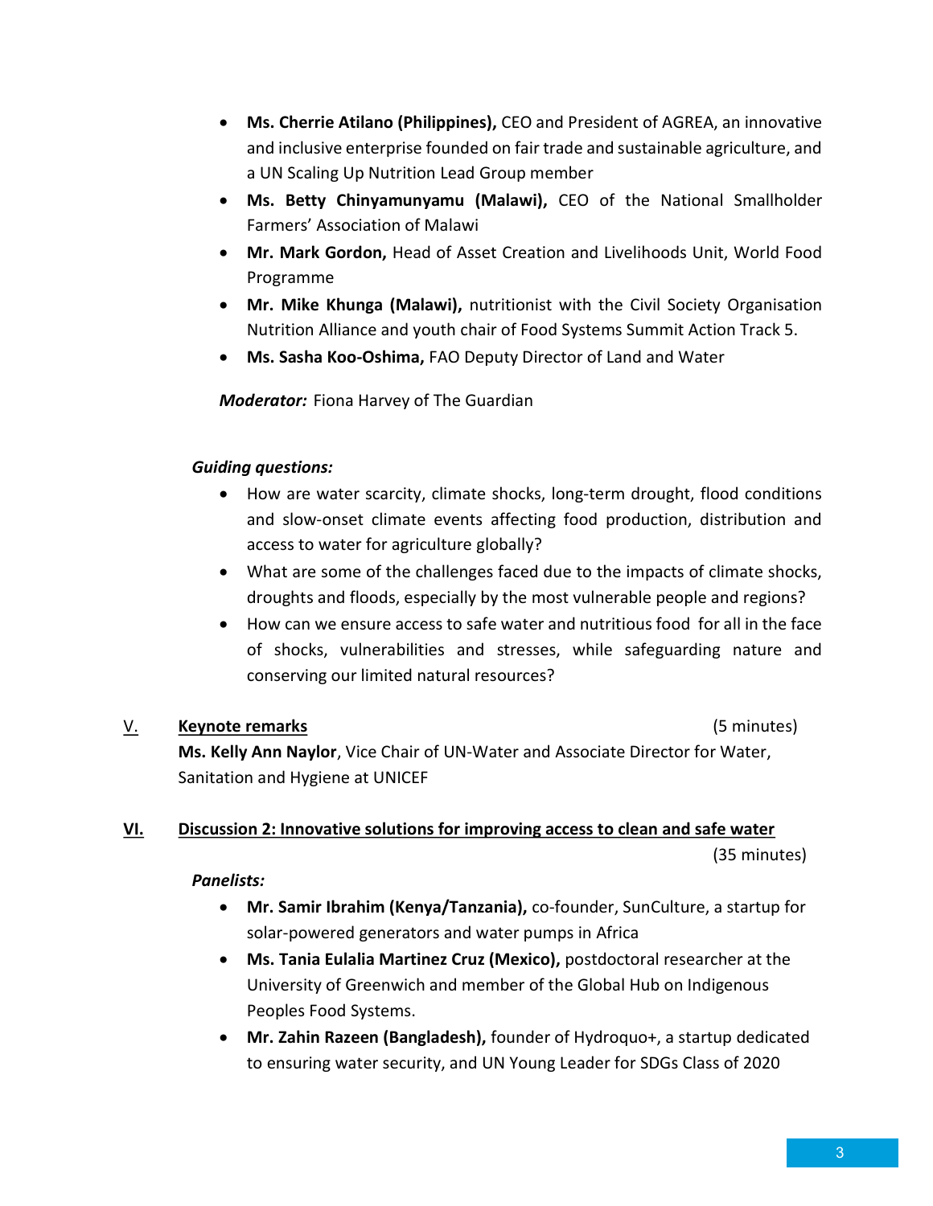- **Ms. Cherrie Atilano (Philippines),** CEO and President of AGREA, an innovative and inclusive enterprise founded on fair trade and sustainable agriculture, and a UN Scaling Up Nutrition Lead Group member
- **Ms. Betty Chinyamunyamu (Malawi),** CEO of the National Smallholder Farmers' Association of Malawi
- **Mr. Mark Gordon,** Head of Asset Creation and Livelihoods Unit, World Food Programme
- **Mr. Mike Khunga (Malawi),** nutritionist with the Civil Society Organisation Nutrition Alliance and youth chair of Food Systems Summit Action Track 5.
- **Ms. Sasha Koo-Oshima,** FAO Deputy Director of Land and Water

***Moderator:*** Fiona Harvey of The Guardian

***Guiding questions:***

- How are water scarcity, climate shocks, long-term drought, flood conditions and slow-onset climate events affecting food production, distribution and access to water for agriculture globally?
- What are some of the challenges faced due to the impacts of climate shocks, droughts and floods, especially by the most vulnerable people and regions?
- How can we ensure access to safe water and nutritious food for all in the face of shocks, vulnerabilities and stresses, while safeguarding nature and conserving our limited natural resources?

## V. Keynote remarks (5 minutes)

**Ms. Kelly Ann Naylor**, Vice Chair of UN-Water and Associate Director for Water, Sanitation and Hygiene at UNICEF

## VI. Discussion 2: Innovative solutions for improving access to clean and safe water (35 minutes)

***Panelists:***

- **Mr. Samir Ibrahim (Kenya/Tanzania),** co-founder, SunCulture, a startup for solar-powered generators and water pumps in Africa
- **Ms. Tania Eulalia Martinez Cruz (Mexico),** postdoctoral researcher at the University of Greenwich and member of the Global Hub on Indigenous Peoples Food Systems.
- **Mr. Zahin Razeen (Bangladesh),** founder of Hydroquo+, a startup dedicated to ensuring water security, and UN Young Leader for SDGs Class of 2020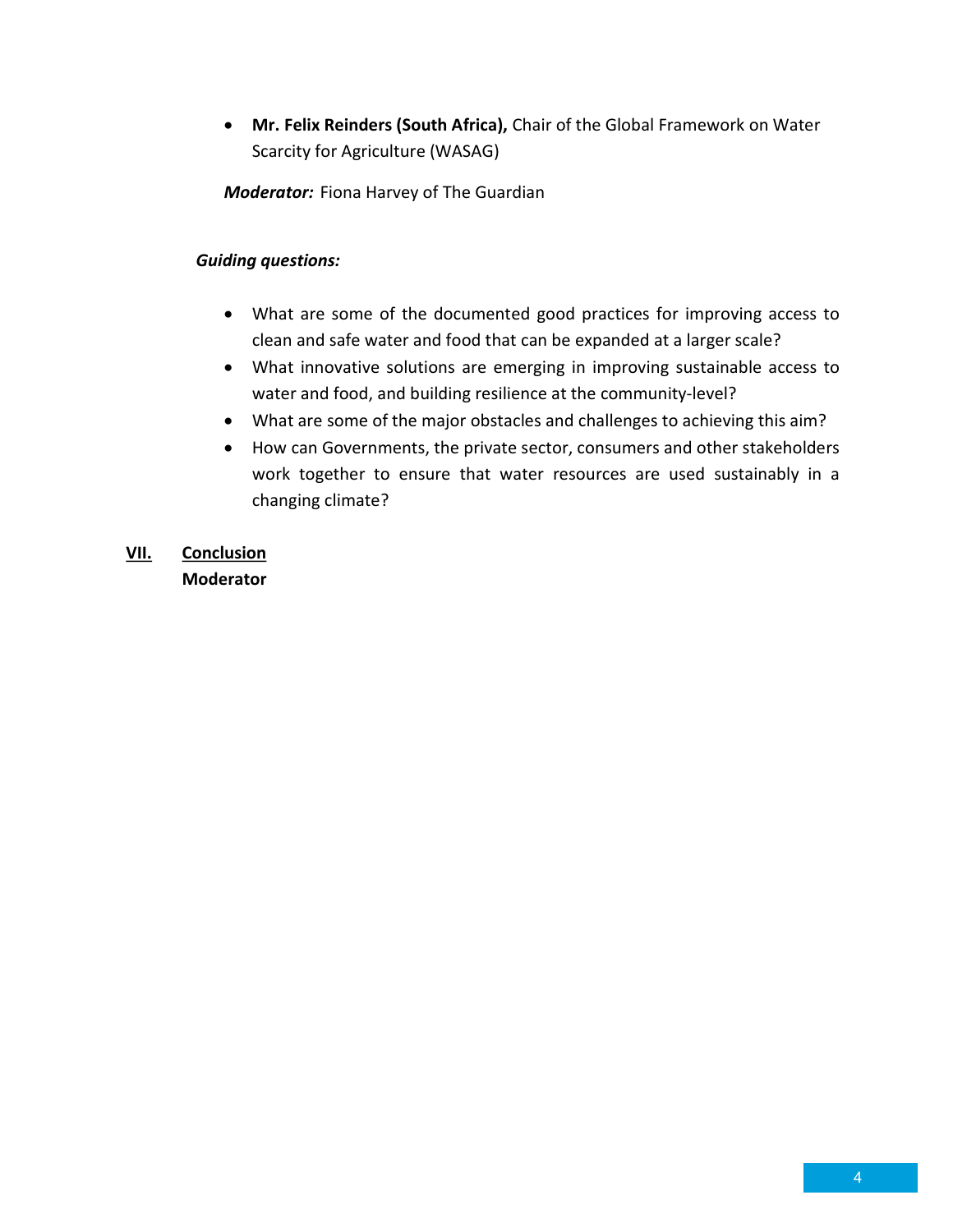- **Mr. Felix Reinders (South Africa),** Chair of the Global Framework on Water Scarcity for Agriculture (WASAG)

***Moderator:*** Fiona Harvey of The Guardian

***Guiding questions:***

- What are some of the documented good practices for improving access to clean and safe water and food that can be expanded at a larger scale?
- What innovative solutions are emerging in improving sustainable access to water and food, and building resilience at the community-level?
- What are some of the major obstacles and challenges to achieving this aim?
- How can Governments, the private sector, consumers and other stakeholders work together to ensure that water resources are used sustainably in a changing climate?

## VII. Conclusion

**Moderator**